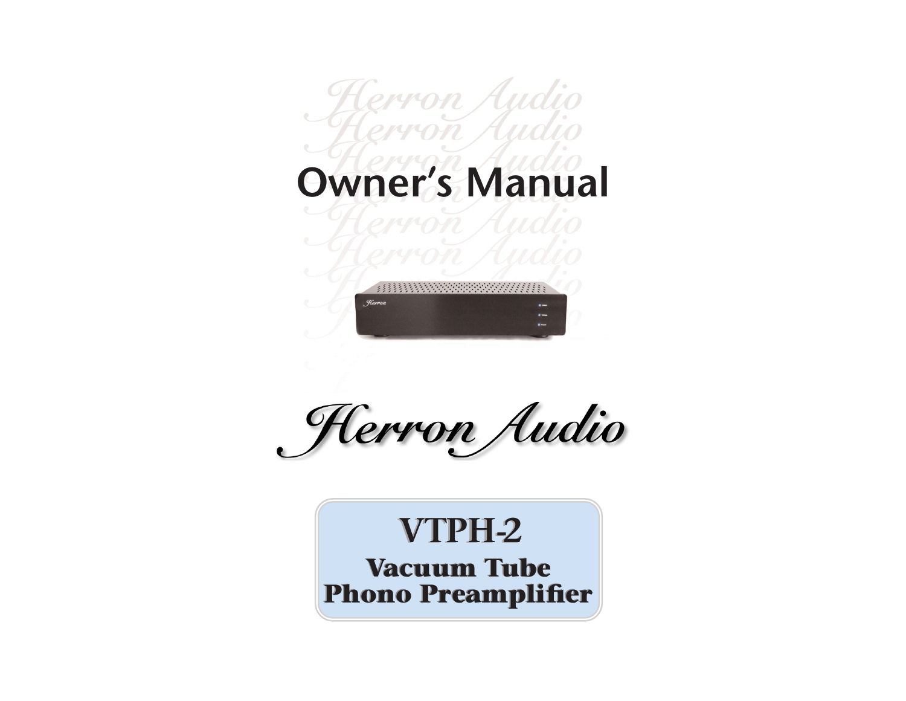# Owner's Manual

Herron Audio

## VTPH-2

### Vacuum Tube Phono Preamplifier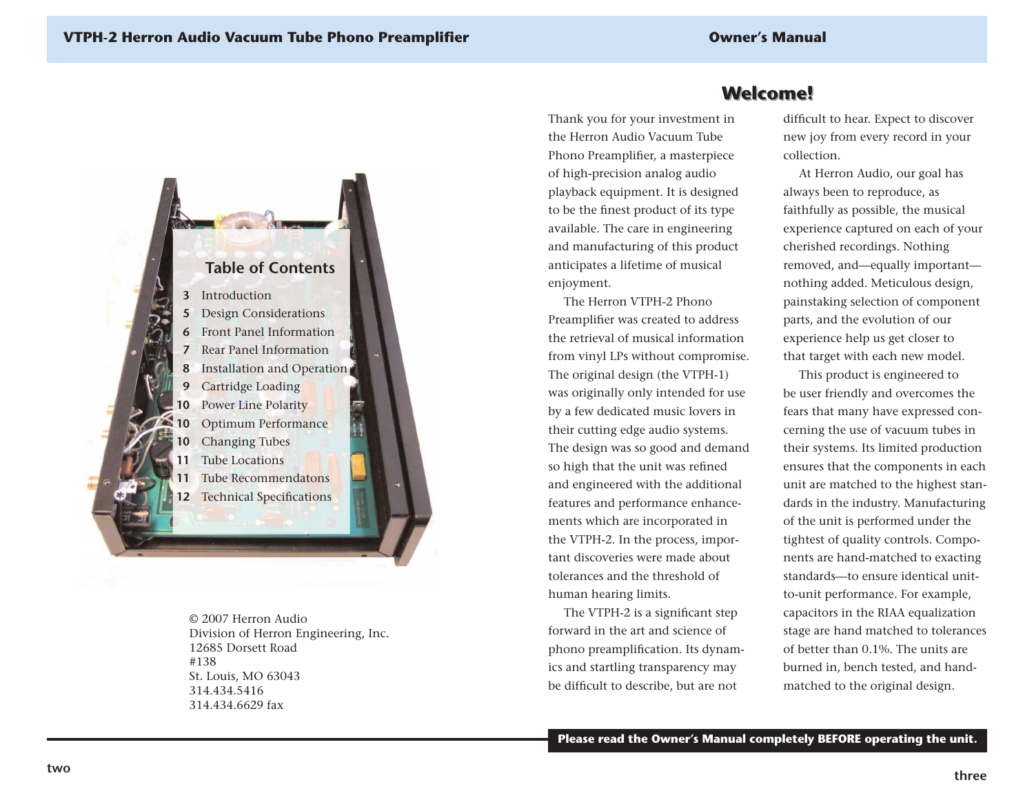## Table of Contents

| | |
|---|---|
| 3 | Introduction |
| 5 | Design Considerations |
| 6 | Front Panel Information |
| 7 | Rear Panel Information |
| 8 | Installation and Operation |
| 9 | Cartridge Loading |
| 10 | Power Line Polarity |
| 10 | Optimum Performance |
| 10 | Changing Tubes |
| 11 | Tube Locations |
| 11 | Tube Recommendatons |
| 12 | Technical Specifications |

© 2007 Herron Audio
Division of Herron Engineering, Inc.
12685 Dorsett Road
#138
St. Louis, MO 63043
314.434.5416
314.434.6629 fax

# Welcome!

Thank you for your investment in the Herron Audio Vacuum Tube Phono Preamplifier, a masterpiece of high-precision analog audio playback equipment. It is designed to be the finest product of its type available. The care in engineering and manufacturing of this product anticipates a lifetime of musical enjoyment.

The Herron VTPH-2 Phono Preamplifier was created to address the retrieval of musical information from vinyl LPs without compromise. The original design (the VTPH-1) was originally only intended for use by a few dedicated music lovers in their cutting edge audio systems. The design was so good and demand so high that the unit was refined and engineered with the additional features and performance enhancements which are incorporated in the VTPH-2. In the process, important discoveries were made about tolerances and the threshold of human hearing limits.

The VTPH-2 is a significant step forward in the art and science of phono preamplification. Its dynamics and startling transparency may be difficult to describe, but are not difficult to hear. Expect to discover new joy from every record in your collection.

At Herron Audio, our goal has always been to reproduce, as faithfully as possible, the musical experience captured on each of your cherished recordings. Nothing removed, and—equally important—nothing added. Meticulous design, painstaking selection of component parts, and the evolution of our experience help us get closer to that target with each new model.

This product is engineered to be user friendly and overcomes the fears that many have expressed concerning the use of vacuum tubes in their systems. Its limited production ensures that the components in each unit are matched to the highest standards in the industry. Manufacturing of the unit is performed under the tightest of quality controls. Components are hand-matched to exacting standards—to ensure identical unit-to-unit performance. For example, capacitors in the RIAA equalization stage are hand matched to tolerances of better than 0.1%. The units are burned in, bench tested, and hand-matched to the original design.

**Please read the Owner's Manual completely BEFORE operating the unit.**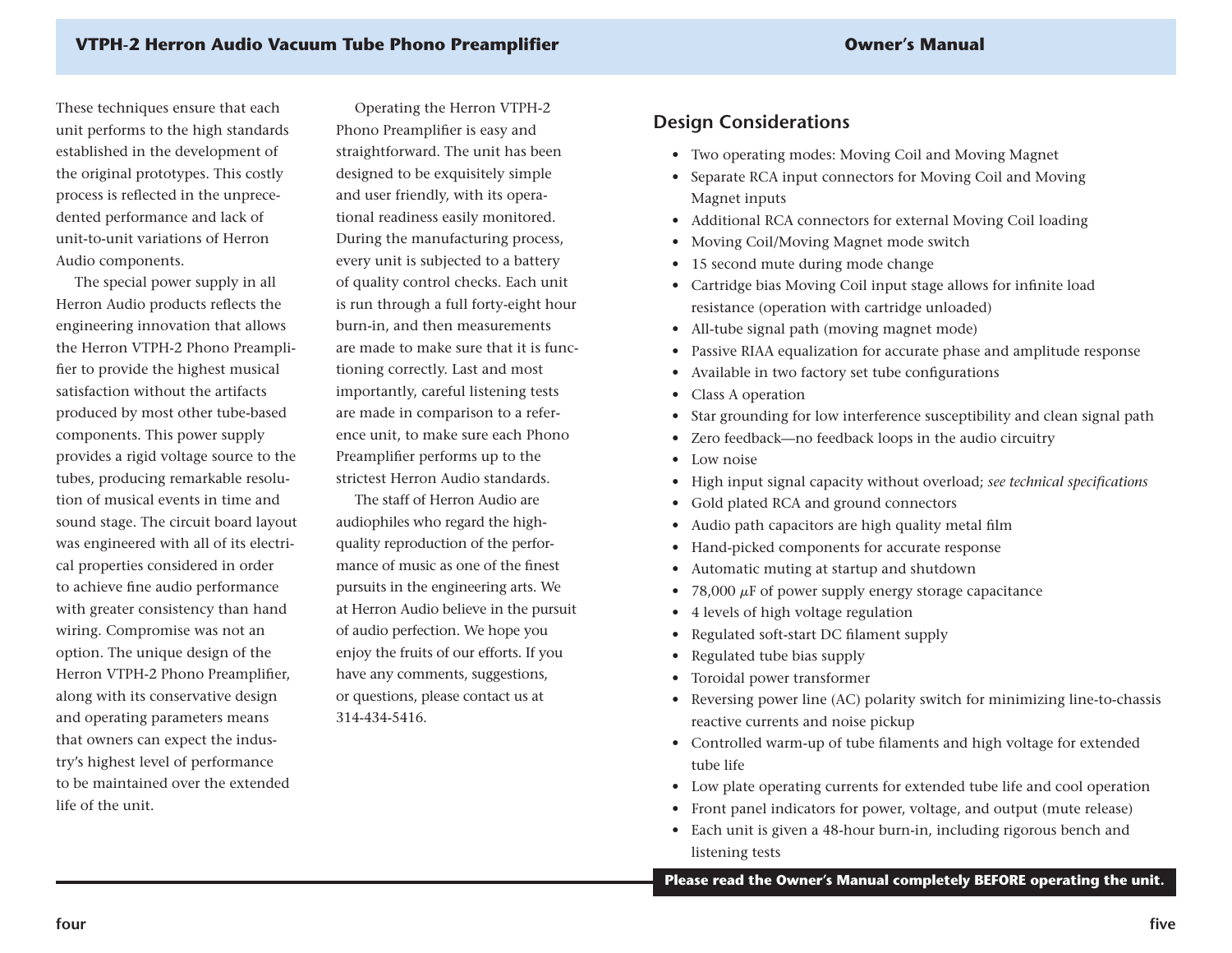These techniques ensure that each unit performs to the high standards established in the development of the original prototypes. This costly process is reflected in the unprecedented performance and lack of unit-to-unit variations of Herron Audio components.

The special power supply in all Herron Audio products reflects the engineering innovation that allows the Herron VTPH-2 Phono Preamplifier to provide the highest musical satisfaction without the artifacts produced by most other tube-based components. This power supply provides a rigid voltage source to the tubes, producing remarkable resolution of musical events in time and sound stage. The circuit board layout was engineered with all of its electrical properties considered in order to achieve fine audio performance with greater consistency than hand wiring. Compromise was not an option. The unique design of the Herron VTPH-2 Phono Preamplifier, along with its conservative design and operating parameters means that owners can expect the industry's highest level of performance to be maintained over the extended life of the unit.

Operating the Herron VTPH-2 Phono Preamplifier is easy and straightforward. The unit has been designed to be exquisitely simple and user friendly, with its operational readiness easily monitored. During the manufacturing process, every unit is subjected to a battery of quality control checks. Each unit is run through a full forty-eight hour burn-in, and then measurements are made to make sure that it is functioning correctly. Last and most importantly, careful listening tests are made in comparison to a reference unit, to make sure each Phono Preamplifier performs up to the strictest Herron Audio standards.

The staff of Herron Audio are audiophiles who regard the high-quality reproduction of the performance of music as one of the finest pursuits in the engineering arts. We at Herron Audio believe in the pursuit of audio perfection. We hope you enjoy the fruits of our efforts. If you have any comments, suggestions, or questions, please contact us at 314-434-5416.

## Design Considerations

- Two operating modes: Moving Coil and Moving Magnet
- Separate RCA input connectors for Moving Coil and Moving Magnet inputs
- Additional RCA connectors for external Moving Coil loading
- Moving Coil/Moving Magnet mode switch
- 15 second mute during mode change
- Cartridge bias Moving Coil input stage allows for infinite load resistance (operation with cartridge unloaded)
- All-tube signal path (moving magnet mode)
- Passive RIAA equalization for accurate phase and amplitude response
- Available in two factory set tube configurations
- Class A operation
- Star grounding for low interference susceptibility and clean signal path
- Zero feedback—no feedback loops in the audio circuitry
- Low noise
- High input signal capacity without overload; *see technical specifications*
- Gold plated RCA and ground connectors
- Audio path capacitors are high quality metal film
- Hand-picked components for accurate response
- Automatic muting at startup and shutdown
- 78,000 $\mu$F of power supply energy storage capacitance
- 4 levels of high voltage regulation
- Regulated soft-start DC filament supply
- Regulated tube bias supply
- Toroidal power transformer
- Reversing power line (AC) polarity switch for minimizing line-to-chassis reactive currents and noise pickup
- Controlled warm-up of tube filaments and high voltage for extended tube life
- Low plate operating currents for extended tube life and cool operation
- Front panel indicators for power, voltage, and output (mute release)
- Each unit is given a 48-hour burn-in, including rigorous bench and listening tests

**Please read the Owner's Manual completely BEFORE operating the unit.**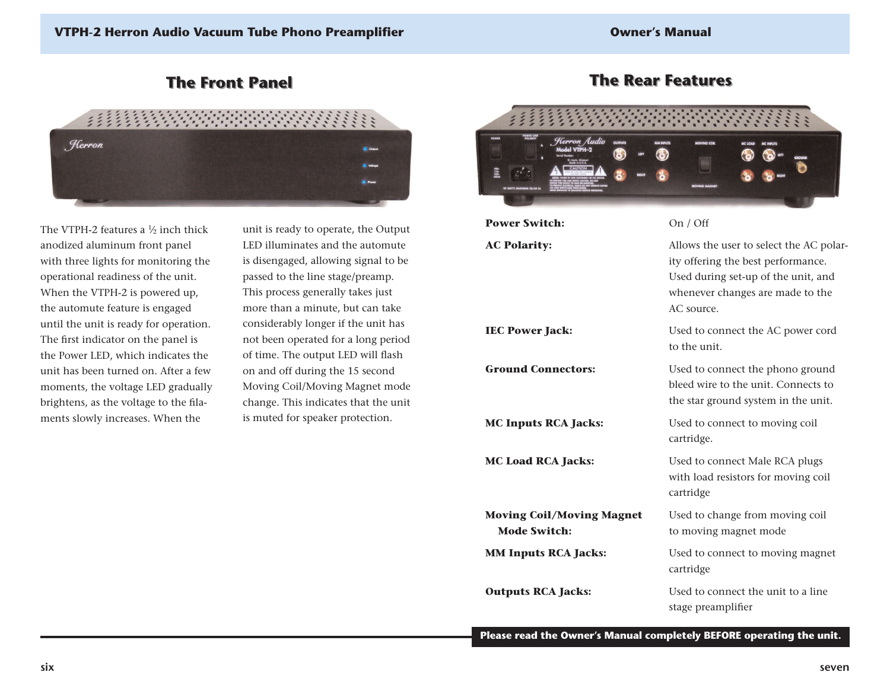## The Front Panel

The VTPH-2 features a ½ inch thick anodized aluminum front panel with three lights for monitoring the operational readiness of the unit. When the VTPH-2 is powered up, the automute feature is engaged until the unit is ready for operation. The first indicator on the panel is the Power LED, which indicates the unit has been turned on. After a few moments, the voltage LED gradually brightens, as the voltage to the filaments slowly increases. When the unit is ready to operate, the Output LED illuminates and the automute is disengaged, allowing signal to be passed to the line stage/preamp. This process generally takes just more than a minute, but can take considerably longer if the unit has not been operated for a long period of time. The output LED will flash on and off during the 15 second Moving Coil/Moving Magnet mode change. This indicates that the unit is muted for speaker protection.

## The Rear Features

| | |
|---|---|
| **Power Switch:** | On / Off |
| **AC Polarity:** | Allows the user to select the AC polarity offering the best performance. Used during set-up of the unit, and whenever changes are made to the AC source. |
| **IEC Power Jack:** | Used to connect the AC power cord to the unit. |
| **Ground Connectors:** | Used to connect the phono ground bleed wire to the unit. Connects to the star ground system in the unit. |
| **MC Inputs RCA Jacks:** | Used to connect to moving coil cartridge. |
| **MC Load RCA Jacks:** | Used to connect Male RCA plugs with load resistors for moving coil cartridge |
| **Moving Coil/Moving Magnet Mode Switch:** | Used to change from moving coil to moving magnet mode |
| **MM Inputs RCA Jacks:** | Used to connect to moving magnet cartridge |
| **Outputs RCA Jacks:** | Used to connect the unit to a line stage preamplifier |

**Please read the Owner's Manual completely BEFORE operating the unit.**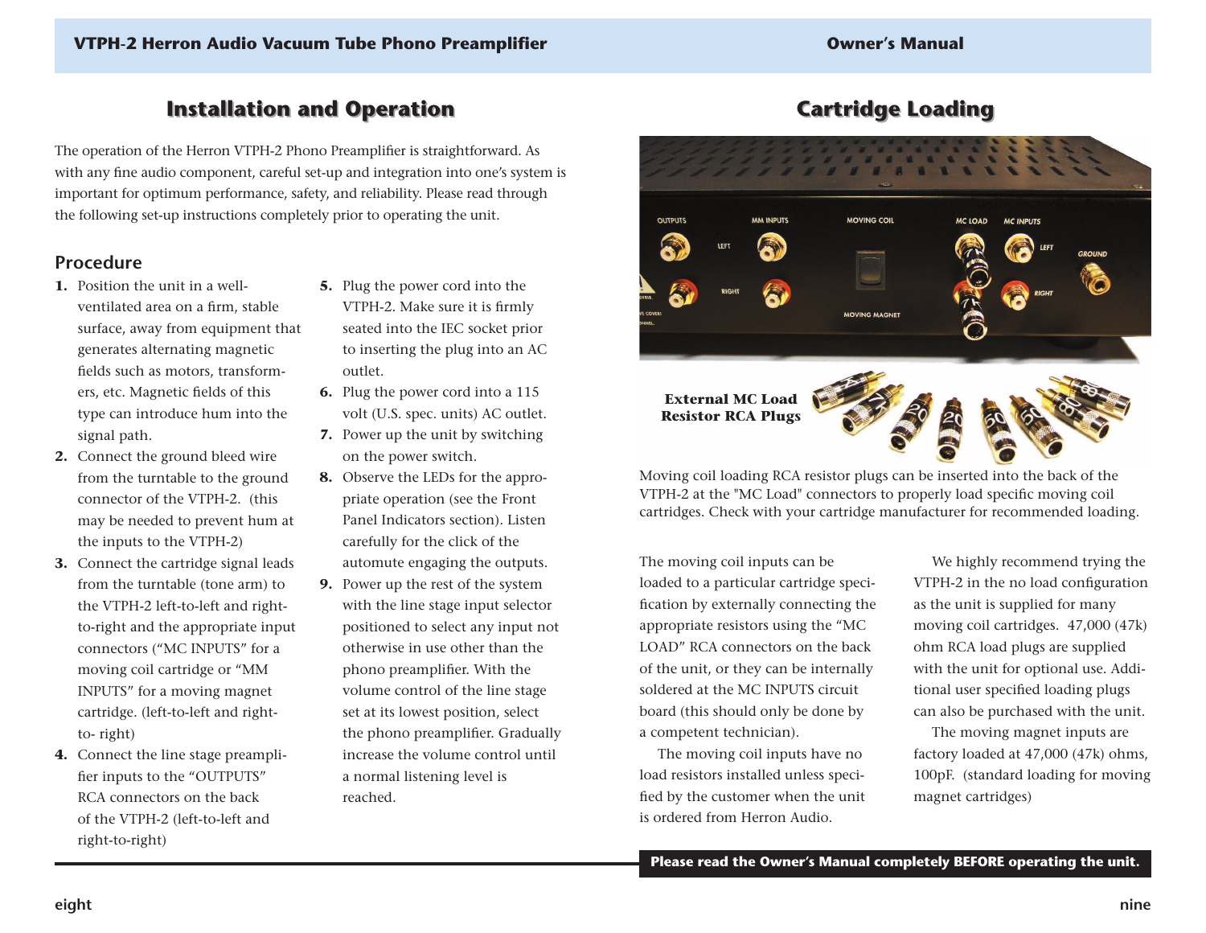## Installation and Operation

The operation of the Herron VTPH-2 Phono Preamplifier is straightforward. As with any fine audio component, careful set-up and integration into one's system is important for optimum performance, safety, and reliability. Please read through the following set-up instructions completely prior to operating the unit.

### Procedure

1. Position the unit in a well-ventilated area on a firm, stable surface, away from equipment that generates alternating magnetic fields such as motors, transformers, etc. Magnetic fields of this type can introduce hum into the signal path.
2. Connect the ground bleed wire from the turntable to the ground connector of the VTPH-2. (this may be needed to prevent hum at the inputs to the VTPH-2)
3. Connect the cartridge signal leads from the turntable (tone arm) to the VTPH-2 left-to-left and right-to-right and the appropriate input connectors ("MC INPUTS" for a moving coil cartridge or "MM INPUTS" for a moving magnet cartridge. (left-to-left and right-to- right)
4. Connect the line stage preamplifier inputs to the "OUTPUTS" RCA connectors on the back of the VTPH-2 (left-to-left and right-to-right)
5. Plug the power cord into the VTPH-2. Make sure it is firmly seated into the IEC socket prior to inserting the plug into an AC outlet.
6. Plug the power cord into a 115 volt (U.S. spec. units) AC outlet.
7. Power up the unit by switching on the power switch.
8. Observe the LEDs for the appropriate operation (see the Front Panel Indicators section). Listen carefully for the click of the automute engaging the outputs.
9. Power up the rest of the system with the line stage input selector positioned to select any input not otherwise in use other than the phono preamplifier. With the volume control of the line stage set at its lowest position, select the phono preamplifier. Gradually increase the volume control until a normal listening level is reached.

## Cartridge Loading

**External MC Load Resistor RCA Plugs**

Moving coil loading RCA resistor plugs can be inserted into the back of the VTPH-2 at the "MC Load" connectors to properly load specific moving coil cartridges. Check with your cartridge manufacturer for recommended loading.

The moving coil inputs can be loaded to a particular cartridge specification by externally connecting the appropriate resistors using the "MC LOAD" RCA connectors on the back of the unit, or they can be internally soldered at the MC INPUTS circuit board (this should only be done by a competent technician).

The moving coil inputs have no load resistors installed unless specified by the customer when the unit is ordered from Herron Audio.

We highly recommend trying the VTPH-2 in the no load configuration as the unit is supplied for many moving coil cartridges. 47,000 (47k) ohm RCA load plugs are supplied with the unit for optional use. Additional user specified loading plugs can also be purchased with the unit.

The moving magnet inputs are factory loaded at 47,000 (47k) ohms, 100pF. (standard loading for moving magnet cartridges)

**Please read the Owner's Manual completely BEFORE operating the unit.**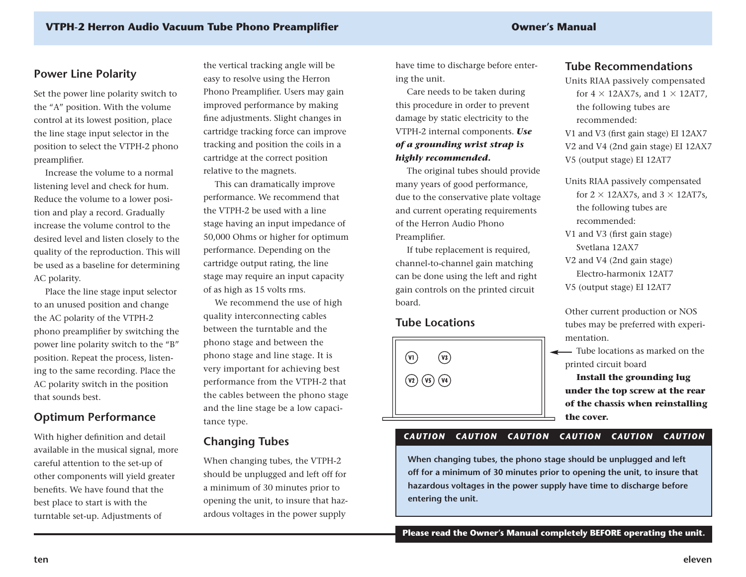## Power Line Polarity

Set the power line polarity switch to the “A” position. With the volume control at its lowest position, place the line stage input selector in the position to select the VTPH-2 phono preamplifier.

Increase the volume to a normal listening level and check for hum. Reduce the volume to a lower position and play a record. Gradually increase the volume control to the desired level and listen closely to the quality of the reproduction. This will be used as a baseline for determining AC polarity.

Place the line stage input selector to an unused position and change the AC polarity of the VTPH-2 phono preamplifier by switching the power line polarity switch to the “B” position. Repeat the process, listening to the same recording. Place the AC polarity switch in the position that sounds best.

## Optimum Performance

With higher definition and detail available in the musical signal, more careful attention to the set-up of other components will yield greater benefits. We have found that the best place to start is with the turntable set-up. Adjustments of the vertical tracking angle will be easy to resolve using the Herron Phono Preamplifier. Users may gain improved performance by making fine adjustments. Slight changes in cartridge tracking force can improve tracking and position the coils in a cartridge at the correct position relative to the magnets.

This can dramatically improve performance. We recommend that the VTPH-2 be used with a line stage having an input impedance of 50,000 Ohms or higher for optimum performance. Depending on the cartridge output rating, the line stage may require an input capacity of as high as 15 volts rms.

We recommend the use of high quality interconnecting cables between the turntable and the phono stage and between the phono stage and line stage. It is very important for achieving best performance from the VTPH-2 that the cables between the phono stage and the line stage be a low capacitance type.

## Changing Tubes

When changing tubes, the VTPH-2 should be unplugged and left off for a minimum of 30 minutes prior to opening the unit, to insure that hazardous voltages in the power supply have time to discharge before entering the unit.

Care needs to be taken during this procedure in order to prevent damage by static electricity to the VTPH-2 internal components. ***Use of a grounding wrist strap is highly recommended.***

The original tubes should provide many years of good performance, due to the conservative plate voltage and current operating requirements of the Herron Audio Phono Preamplifier.

If tube replacement is required, channel-to-channel gain matching can be done using the left and right gain controls on the printed circuit board.

## Tube Locations

V1 V3

V2 V5 V4

Tube locations as marked on the printed circuit board

**Install the grounding lug under the top screw at the rear of the chassis when reinstalling the cover.**

## Tube Recommendations

Units RIAA passively compensated for 4 × 12AX7s, and 1 × 12AT7, the following tubes are recommended:

V1 and V3 (first gain stage) EI 12AX7
V2 and V4 (2nd gain stage) EI 12AX7
V5 (output stage) EI 12AT7

Units RIAA passively compensated for 2 × 12AX7s, and 3 × 12AT7s, the following tubes are recommended:

V1 and V3 (first gain stage) Svetlana 12AX7
V2 and V4 (2nd gain stage) Electro-harmonix 12AT7
V5 (output stage) EI 12AT7

Other current production or NOS tubes may be preferred with experimentation.

**CAUTION CAUTION CAUTION CAUTION CAUTION CAUTION**

**When changing tubes, the phono stage should be unplugged and left off for a minimum of 30 minutes prior to opening the unit, to insure that hazardous voltages in the power supply have time to discharge before entering the unit.**

**Please read the Owner’s Manual completely BEFORE operating the unit.**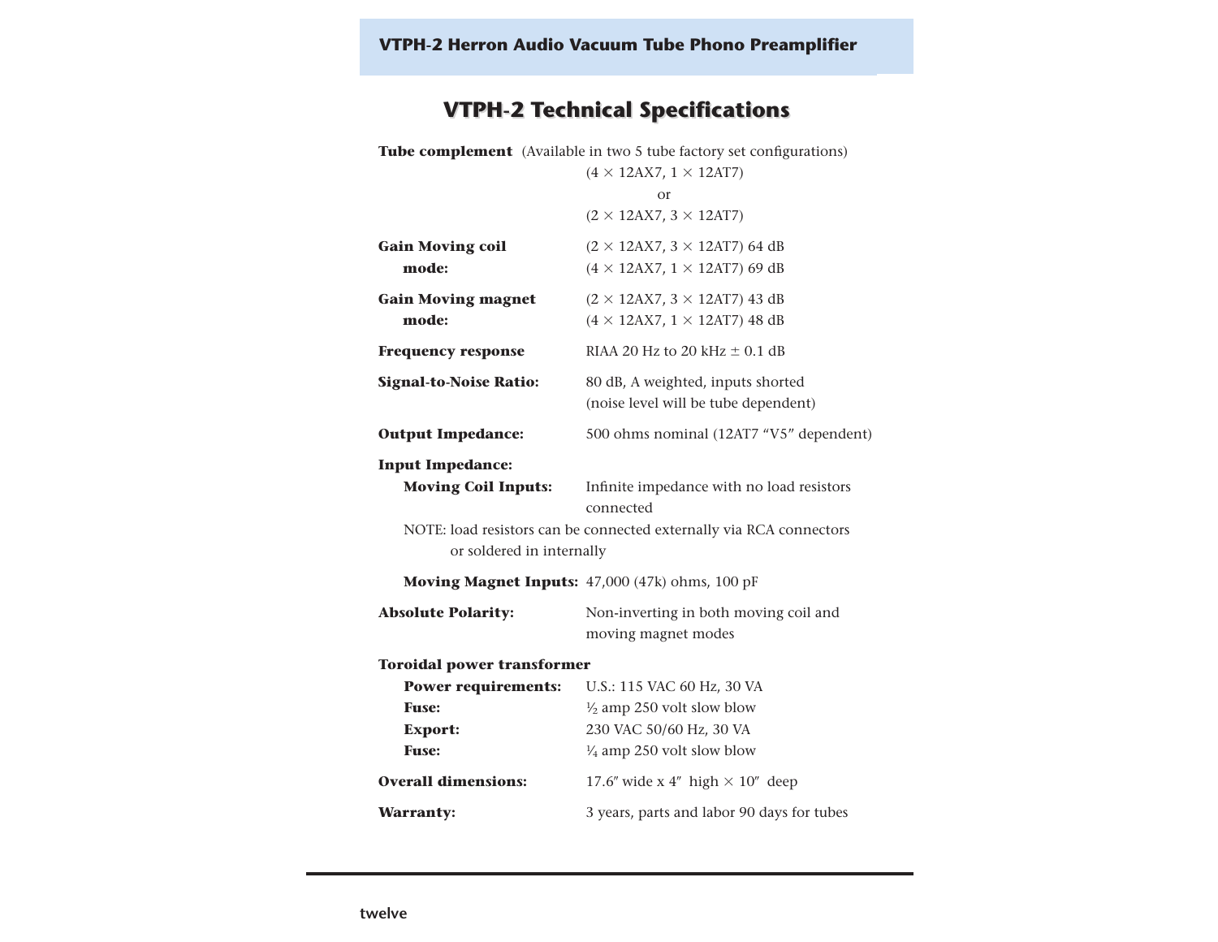## VTPH-2 Technical Specifications

**Tube complement** (Available in two 5 tube factory set configurations)
(4 × 12AX7, 1 × 12AT7)
or
(2 × 12AX7, 3 × 12AT7)

**Gain Moving coil mode:**
(2 × 12AX7, 3 × 12AT7) 64 dB
(4 × 12AX7, 1 × 12AT7) 69 dB

**Gain Moving magnet mode:**
(2 × 12AX7, 3 × 12AT7) 43 dB
(4 × 12AX7, 1 × 12AT7) 48 dB

**Frequency response** RIAA 20 Hz to 20 kHz ± 0.1 dB

**Signal-to-Noise Ratio:** 80 dB, A weighted, inputs shorted (noise level will be tube dependent)

**Output Impedance:** 500 ohms nominal (12AT7 "V5" dependent)

**Input Impedance:**

**Moving Coil Inputs:** Infinite impedance with no load resistors connected

NOTE: load resistors can be connected externally via RCA connectors or soldered in internally

**Moving Magnet Inputs:** 47,000 (47k) ohms, 100 pF

**Absolute Polarity:** Non-inverting in both moving coil and moving magnet modes

**Toroidal power transformer**

**Power requirements:** U.S.: 115 VAC 60 Hz, 30 VA
**Fuse:** ½ amp 250 volt slow blow
**Export:** 230 VAC 50/60 Hz, 30 VA
**Fuse:** ¼ amp 250 volt slow blow

**Overall dimensions:** 17.6″ wide x 4″ high × 10″ deep

**Warranty:** 3 years, parts and labor 90 days for tubes